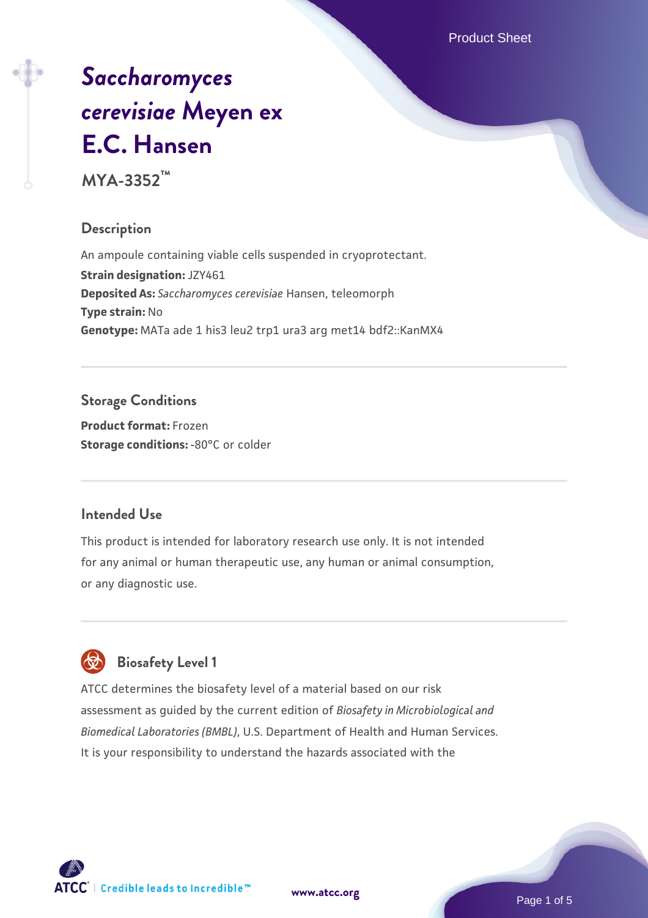# *Saccharomyces cerevisiae* Meyen ex E.C. Hansen

**MYA-3352™**

## Description

An ampoule containing viable cells suspended in cryoprotectant.

**Strain designation:** JZY461

**Deposited As:** *Saccharomyces cerevisiae* Hansen, teleomorph

**Type strain:** No

**Genotype:** MATa ade 1 his3 leu2 trp1 ura3 arg met14 bdf2::KanMX4

## Storage Conditions

**Product format:** Frozen

**Storage conditions:** -80°C or colder

## Intended Use

This product is intended for laboratory research use only. It is not intended for any animal or human therapeutic use, any human or animal consumption, or any diagnostic use.

## Biosafety Level 1

ATCC determines the biosafety level of a material based on our risk assessment as guided by the current edition of *Biosafety in Microbiological and Biomedical Laboratories (BMBL)*, U.S. Department of Health and Human Services. It is your responsibility to understand the hazards associated with the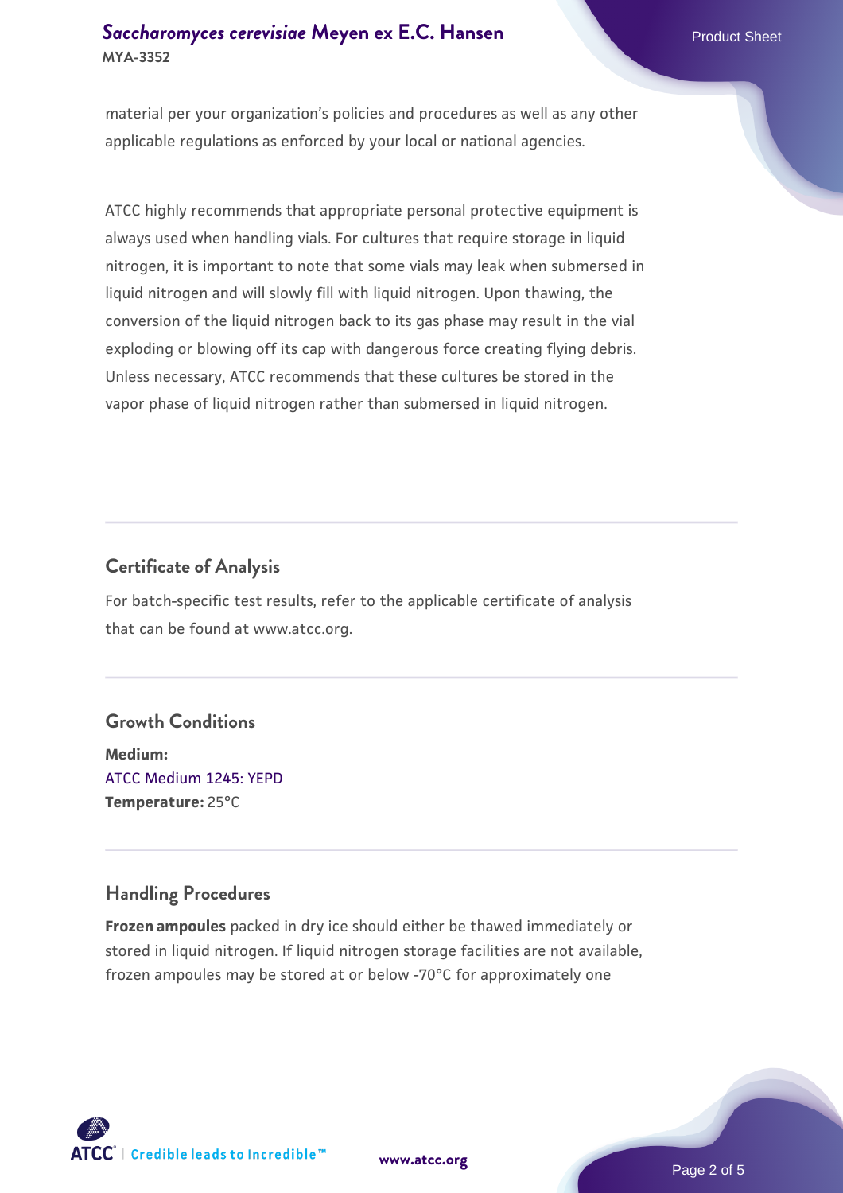material per your organization's policies and procedures as well as any other applicable regulations as enforced by your local or national agencies.

ATCC highly recommends that appropriate personal protective equipment is always used when handling vials. For cultures that require storage in liquid nitrogen, it is important to note that some vials may leak when submersed in liquid nitrogen and will slowly fill with liquid nitrogen. Upon thawing, the conversion of the liquid nitrogen back to its gas phase may result in the vial exploding or blowing off its cap with dangerous force creating flying debris. Unless necessary, ATCC recommends that these cultures be stored in the vapor phase of liquid nitrogen rather than submersed in liquid nitrogen.

## Certificate of Analysis

For batch-specific test results, refer to the applicable certificate of analysis that can be found at www.atcc.org.

## Growth Conditions

**Medium:**
ATCC Medium 1245: YEPD
**Temperature:** 25°C

## Handling Procedures

**Frozen ampoules** packed in dry ice should either be thawed immediately or stored in liquid nitrogen. If liquid nitrogen storage facilities are not available, frozen ampoules may be stored at or below -70°C for approximately one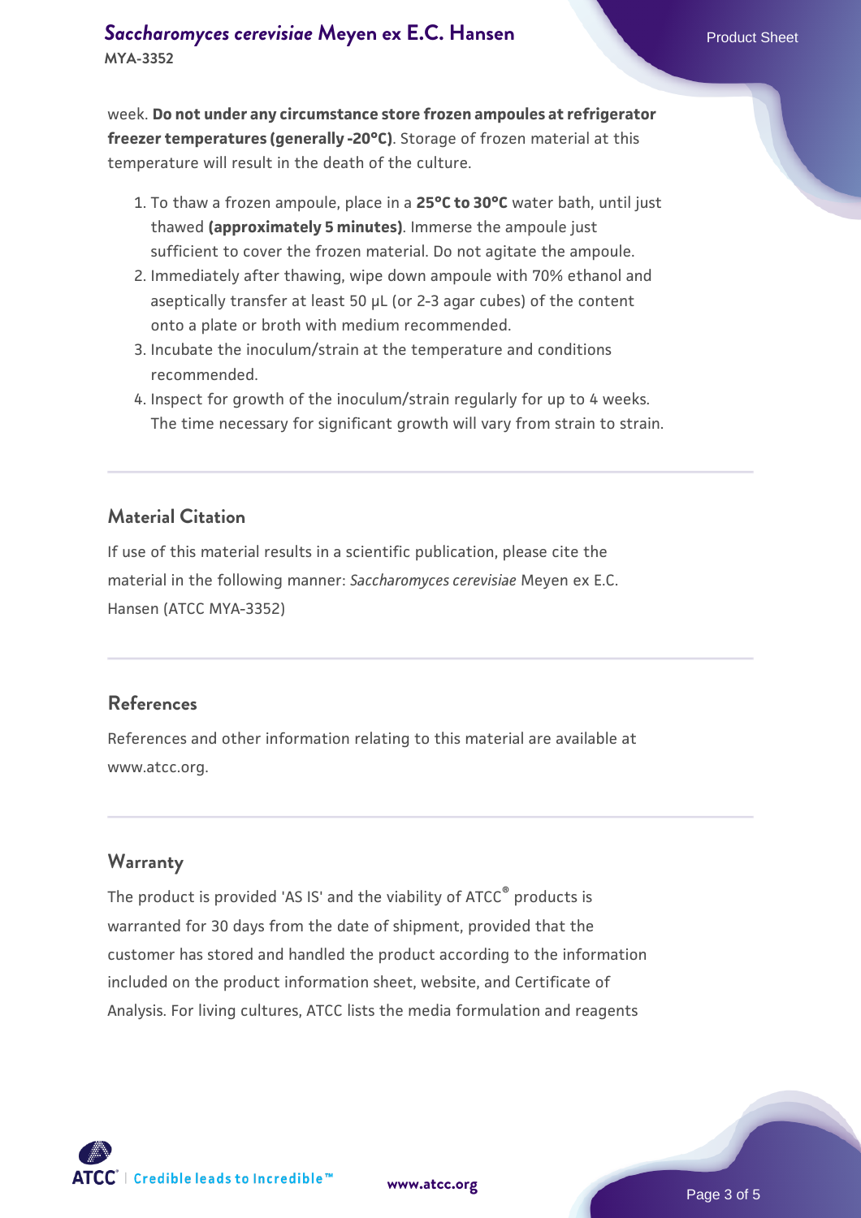week. **Do not under any circumstance store frozen ampoules at refrigerator freezer temperatures (generally -20°C)**. Storage of frozen material at this temperature will result in the death of the culture.

1. To thaw a frozen ampoule, place in a **25°C to 30°C** water bath, until just thawed **(approximately 5 minutes)**. Immerse the ampoule just sufficient to cover the frozen material. Do not agitate the ampoule.
2. Immediately after thawing, wipe down ampoule with 70% ethanol and aseptically transfer at least 50 µL (or 2-3 agar cubes) of the content onto a plate or broth with medium recommended.
3. Incubate the inoculum/strain at the temperature and conditions recommended.
4. Inspect for growth of the inoculum/strain regularly for up to 4 weeks. The time necessary for significant growth will vary from strain to strain.

## Material Citation

If use of this material results in a scientific publication, please cite the material in the following manner: *Saccharomyces cerevisiae* Meyen ex E.C. Hansen (ATCC MYA-3352)

## References

References and other information relating to this material are available at www.atcc.org.

## Warranty

The product is provided 'AS IS' and the viability of ATCC® products is warranted for 30 days from the date of shipment, provided that the customer has stored and handled the product according to the information included on the product information sheet, website, and Certificate of Analysis. For living cultures, ATCC lists the media formulation and reagents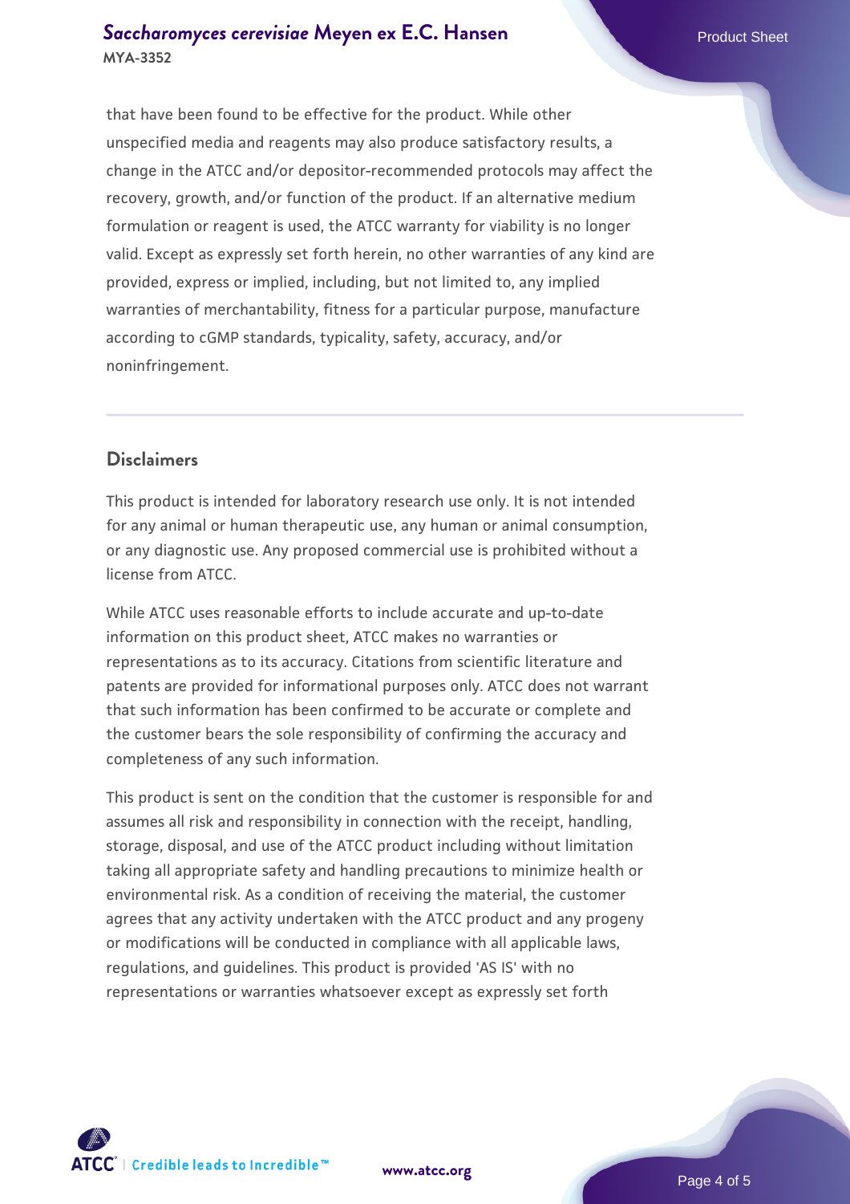that have been found to be effective for the product. While other unspecified media and reagents may also produce satisfactory results, a change in the ATCC and/or depositor-recommended protocols may affect the recovery, growth, and/or function of the product. If an alternative medium formulation or reagent is used, the ATCC warranty for viability is no longer valid. Except as expressly set forth herein, no other warranties of any kind are provided, express or implied, including, but not limited to, any implied warranties of merchantability, fitness for a particular purpose, manufacture according to cGMP standards, typicality, safety, accuracy, and/or noninfringement.

## Disclaimers

This product is intended for laboratory research use only. It is not intended for any animal or human therapeutic use, any human or animal consumption, or any diagnostic use. Any proposed commercial use is prohibited without a license from ATCC.

While ATCC uses reasonable efforts to include accurate and up-to-date information on this product sheet, ATCC makes no warranties or representations as to its accuracy. Citations from scientific literature and patents are provided for informational purposes only. ATCC does not warrant that such information has been confirmed to be accurate or complete and the customer bears the sole responsibility of confirming the accuracy and completeness of any such information.

This product is sent on the condition that the customer is responsible for and assumes all risk and responsibility in connection with the receipt, handling, storage, disposal, and use of the ATCC product including without limitation taking all appropriate safety and handling precautions to minimize health or environmental risk. As a condition of receiving the material, the customer agrees that any activity undertaken with the ATCC product and any progeny or modifications will be conducted in compliance with all applicable laws, regulations, and guidelines. This product is provided 'AS IS' with no representations or warranties whatsoever except as expressly set forth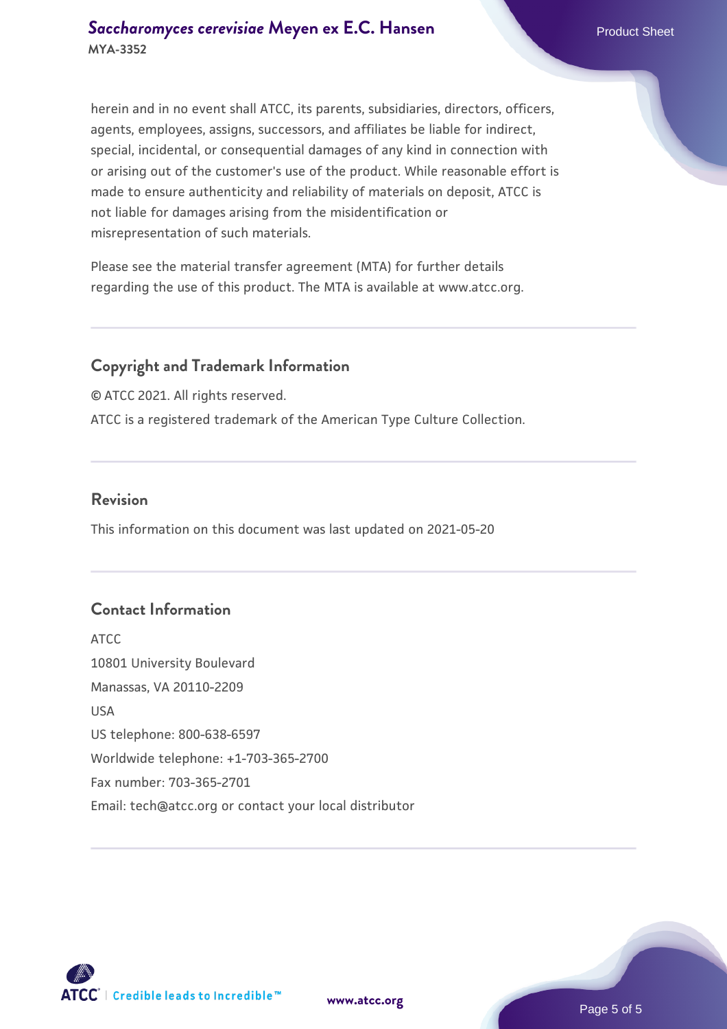herein and in no event shall ATCC, its parents, subsidiaries, directors, officers, agents, employees, assigns, successors, and affiliates be liable for indirect, special, incidental, or consequential damages of any kind in connection with or arising out of the customer's use of the product. While reasonable effort is made to ensure authenticity and reliability of materials on deposit, ATCC is not liable for damages arising from the misidentification or misrepresentation of such materials.

Please see the material transfer agreement (MTA) for further details regarding the use of this product. The MTA is available at www.atcc.org.

## Copyright and Trademark Information

© ATCC 2021. All rights reserved.

ATCC is a registered trademark of the American Type Culture Collection.

## Revision

This information on this document was last updated on 2021-05-20

## Contact Information

ATCC
10801 University Boulevard
Manassas, VA 20110-2209
USA
US telephone: 800-638-6597
Worldwide telephone: +1-703-365-2700
Fax number: 703-365-2701
Email: tech@atcc.org or contact your local distributor